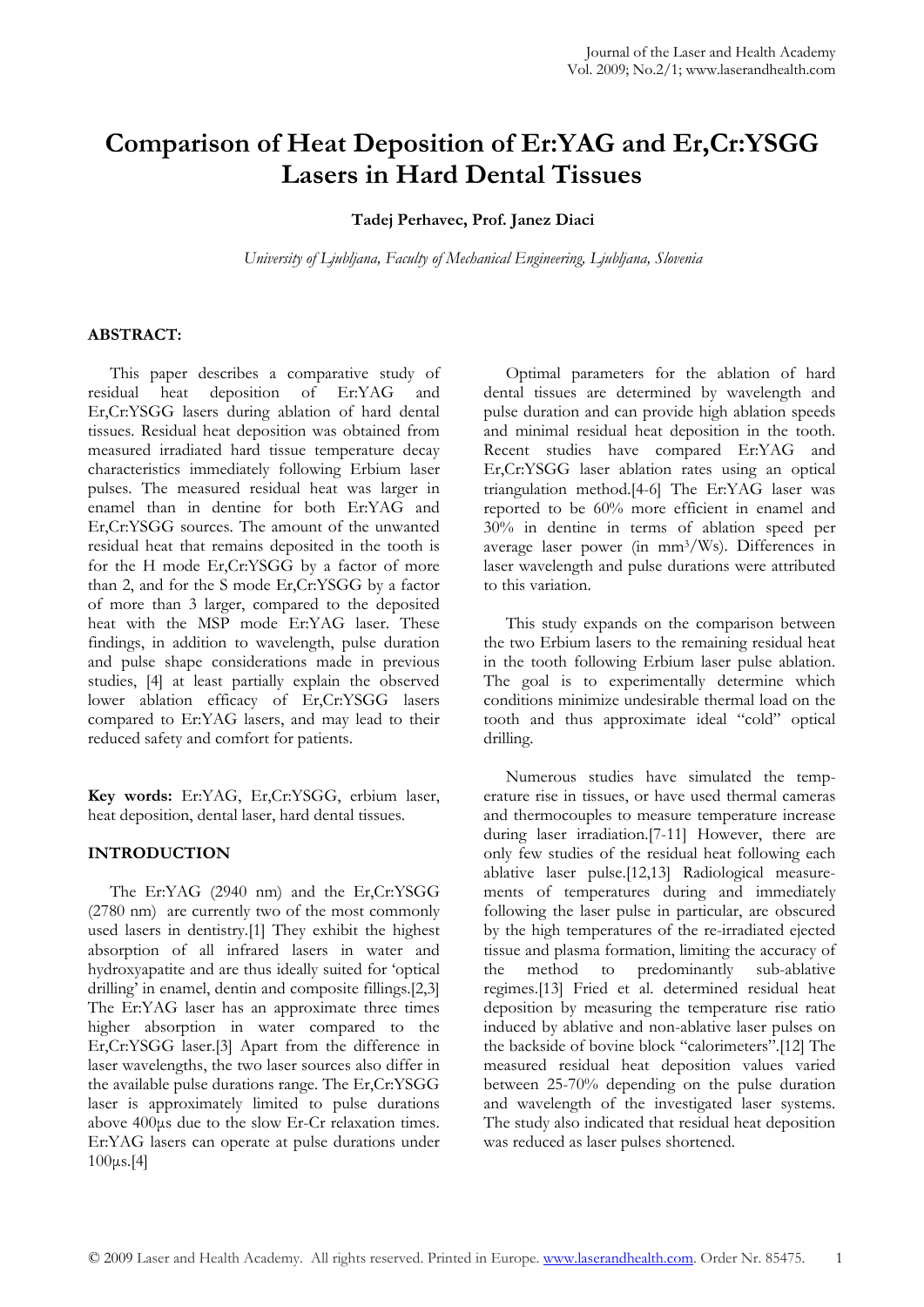# Comparison of Heat Deposition of Er:YAG and Er,Cr:YSGG Lasers in Hard Dental Tissues

**Tadej Perhavec, Prof. Janez Diaci**

*University of Ljubljana, Faculty of Mechanical Engineering, Ljubljana, Slovenia*

## ABSTRACT:

This paper describes a comparative study of residual heat deposition of Er:YAG and Er,Cr:YSGG lasers during ablation of hard dental tissues. Residual heat deposition was obtained from measured irradiated hard tissue temperature decay characteristics immediately following Erbium laser pulses. The measured residual heat was larger in enamel than in dentine for both Er:YAG and Er,Cr:YSGG sources. The amount of the unwanted residual heat that remains deposited in the tooth is for the H mode Er,Cr:YSGG by a factor of more than 2, and for the S mode Er,Cr:YSGG by a factor of more than 3 larger, compared to the deposited heat with the MSP mode Er:YAG laser. These findings, in addition to wavelength, pulse duration and pulse shape considerations made in previous studies, [4] at least partially explain the observed lower ablation efficacy of Er,Cr:YSGG lasers compared to Er:YAG lasers, and may lead to their reduced safety and comfort for patients.

**Key words:** Er:YAG, Er,Cr:YSGG, erbium laser, heat deposition, dental laser, hard dental tissues.

## INTRODUCTION

The Er:YAG (2940 nm) and the Er,Cr:YSGG (2780 nm) are currently two of the most commonly used lasers in dentistry.[1] They exhibit the highest absorption of all infrared lasers in water and hydroxyapatite and are thus ideally suited for 'optical drilling' in enamel, dentin and composite fillings.[2,3] The Er:YAG laser has an approximate three times higher absorption in water compared to the Er,Cr:YSGG laser.[3] Apart from the difference in laser wavelengths, the two laser sources also differ in the available pulse durations range. The Er,Cr:YSGG laser is approximately limited to pulse durations above 400µs due to the slow Er-Cr relaxation times. Er:YAG lasers can operate at pulse durations under 100µs.[4]

Optimal parameters for the ablation of hard dental tissues are determined by wavelength and pulse duration and can provide high ablation speeds and minimal residual heat deposition in the tooth. Recent studies have compared Er:YAG and Er,Cr:YSGG laser ablation rates using an optical triangulation method.[4-6] The Er:YAG laser was reported to be 60% more efficient in enamel and 30% in dentine in terms of ablation speed per average laser power (in mm$^3$/Ws). Differences in laser wavelength and pulse durations were attributed to this variation.

This study expands on the comparison between the two Erbium lasers to the remaining residual heat in the tooth following Erbium laser pulse ablation. The goal is to experimentally determine which conditions minimize undesirable thermal load on the tooth and thus approximate ideal "cold" optical drilling.

Numerous studies have simulated the temperature rise in tissues, or have used thermal cameras and thermocouples to measure temperature increase during laser irradiation.[7-11] However, there are only few studies of the residual heat following each ablative laser pulse.[12,13] Radiological measurements of temperatures during and immediately following the laser pulse in particular, are obscured by the high temperatures of the re-irradiated ejected tissue and plasma formation, limiting the accuracy of the method to predominantly sub-ablative regimes.[13] Fried et al. determined residual heat deposition by measuring the temperature rise ratio induced by ablative and non-ablative laser pulses on the backside of bovine block "calorimeters".[12] The measured residual heat deposition values varied between 25-70% depending on the pulse duration and wavelength of the investigated laser systems. The study also indicated that residual heat deposition was reduced as laser pulses shortened.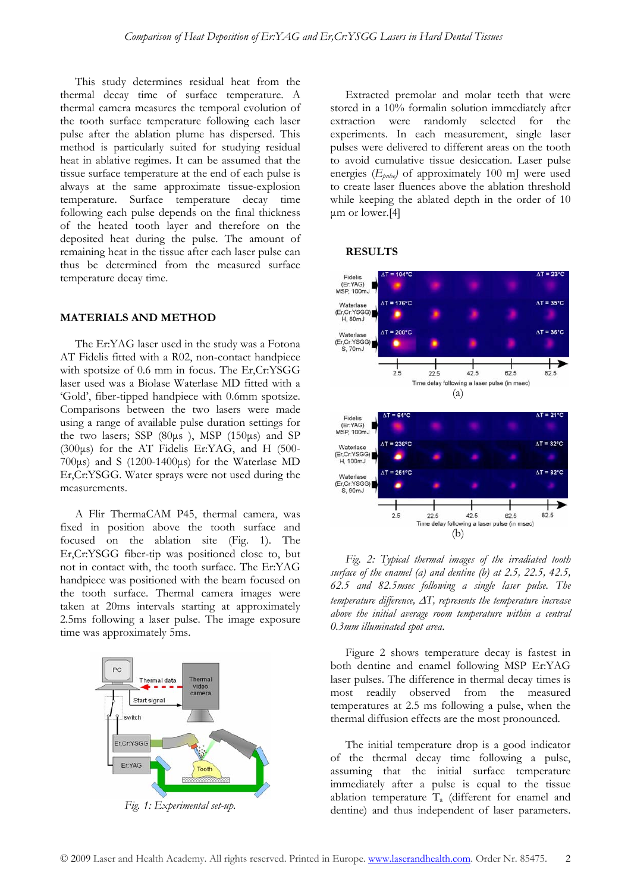This study determines residual heat from the thermal decay time of surface temperature. A thermal camera measures the temporal evolution of the tooth surface temperature following each laser pulse after the ablation plume has dispersed. This method is particularly suited for studying residual heat in ablative regimes. It can be assumed that the tissue surface temperature at the end of each pulse is always at the same approximate tissue-explosion temperature. Surface temperature decay time following each pulse depends on the final thickness of the heated tooth layer and therefore on the deposited heat during the pulse. The amount of remaining heat in the tissue after each laser pulse can thus be determined from the measured surface temperature decay time.

## MATERIALS AND METHOD

The Er:YAG laser used in the study was a Fotona AT Fidelis fitted with a R02, non-contact handpiece with spotsize of 0.6 mm in focus. The Er,Cr:YSGG laser used was a Biolase Waterlase MD fitted with a 'Gold', fiber-tipped handpiece with 0.6mm spotsize. Comparisons between the two lasers were made using a range of available pulse duration settings for the two lasers; SSP (80µs ), MSP (150µs) and SP (300µs) for the AT Fidelis Er:YAG, and H (500-700µs) and S (1200-1400µs) for the Waterlase MD Er,Cr:YSGG. Water sprays were not used during the measurements.

A Flir ThermaCAM P45, thermal camera, was fixed in position above the tooth surface and focused on the ablation site (Fig. 1). The Er,Cr:YSGG fiber-tip was positioned close to, but not in contact with, the tooth surface. The Er:YAG handpiece was positioned with the beam focused on the tooth surface. Thermal camera images were taken at 20ms intervals starting at approximately 2.5ms following a laser pulse. The image exposure time was approximately 5ms.

*Fig. 1: Experimental set-up.*

Extracted premolar and molar teeth that were stored in a 10% formalin solution immediately after extraction were randomly selected for the experiments. In each measurement, single laser pulses were delivered to different areas on the tooth to avoid cumulative tissue desiccation. Laser pulse energies ($E_{pulse}$) of approximately 100 mJ were used to create laser fluences above the ablation threshold while keeping the ablated depth in the order of 10 µm or lower.[4]

## RESULTS

*Fig. 2: Typical thermal images of the irradiated tooth surface of the enamel (a) and dentine (b) at 2.5, 22.5, 42.5, 62.5 and 82.5msec following a single laser pulse. The temperature difference, ΔT, represents the temperature increase above the initial average room temperature within a central 0.3mm illuminated spot area.*

Figure 2 shows temperature decay is fastest in both dentine and enamel following MSP Er:YAG laser pulses. The difference in thermal decay times is most readily observed from the measured temperatures at 2.5 ms following a pulse, when the thermal diffusion effects are the most pronounced.

The initial temperature drop is a good indicator of the thermal decay time following a pulse, assuming that the initial surface temperature immediately after a pulse is equal to the tissue ablation temperature $T_a$ (different for enamel and dentine) and thus independent of laser parameters.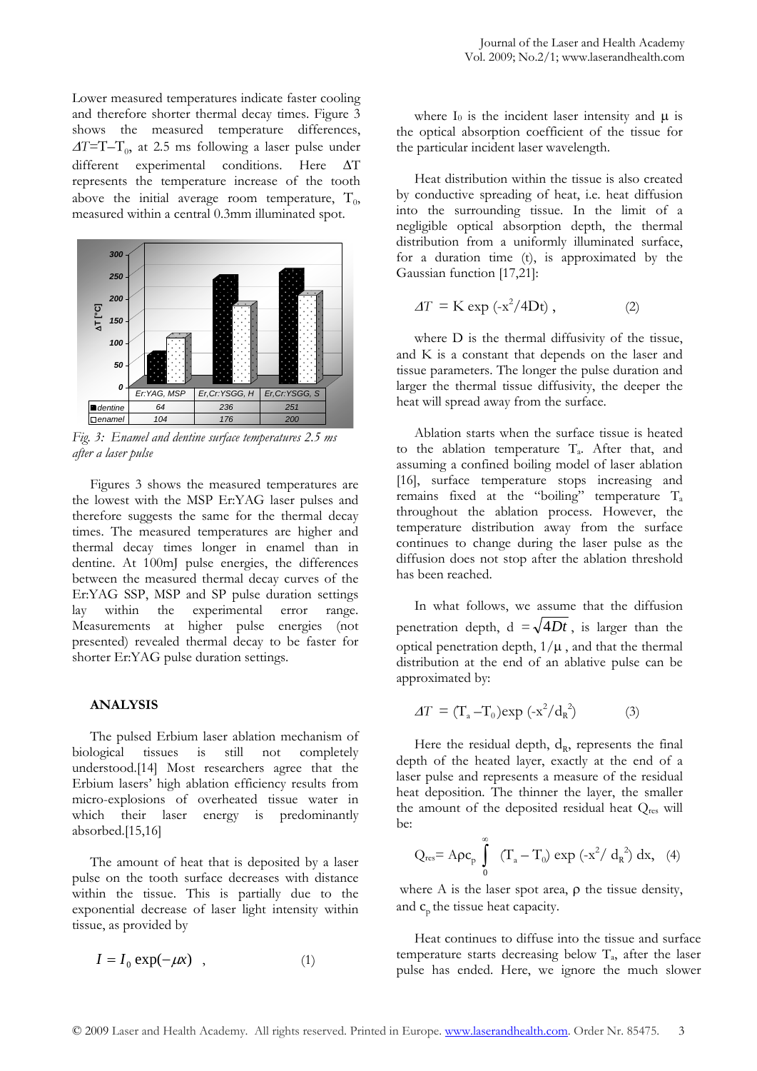Lower measured temperatures indicate faster cooling and therefore shorter thermal decay times. Figure 3 shows the measured temperature differences, $\Delta T = T - T_0$, at 2.5 ms following a laser pulse under different experimental conditions. Here $\Delta T$ represents the temperature increase of the tooth above the initial average room temperature, $T_0$, measured within a central 0.3mm illuminated spot.

| | Er:YAG, MSP | Er,Cr:YSGG, H | Er,Cr:YSGG, S |
|---|---|---|---|
| dentine | 64 | 236 | 251 |
| enamel | 104 | 176 | 200 |

*Fig. 3: Enamel and dentine surface temperatures 2.5 ms after a laser pulse*

Figures 3 shows the measured temperatures are the lowest with the MSP Er:YAG laser pulses and therefore suggests the same for the thermal decay times. The measured temperatures are higher and thermal decay times longer in enamel than in dentine. At 100mJ pulse energies, the differences between the measured thermal decay curves of the Er:YAG SSP, MSP and SP pulse duration settings lay within the experimental error range. Measurements at higher pulse energies (not presented) revealed thermal decay to be faster for shorter Er:YAG pulse duration settings.

## ANALYSIS

The pulsed Erbium laser ablation mechanism of biological tissues is still not completely understood.[14] Most researchers agree that the Erbium lasers' high ablation efficiency results from micro-explosions of overheated tissue water in which their laser energy is predominantly absorbed.[15,16]

The amount of heat that is deposited by a laser pulse on the tooth surface decreases with distance within the tissue. This is partially due to the exponential decrease of laser light intensity within tissue, as provided by

$$I = I_0 \exp(-\mu x) \quad , \qquad (1)$$

where $I_0$ is the incident laser intensity and $\mu$ is the optical absorption coefficient of the tissue for the particular incident laser wavelength.

Heat distribution within the tissue is also created by conductive spreading of heat, i.e. heat diffusion into the surrounding tissue. In the limit of a negligible optical absorption depth, the thermal distribution from a uniformly illuminated surface, for a duration time (t), is approximated by the Gaussian function [17,21]:

$$\Delta T = K \exp(-x^2/4Dt) \, , \qquad (2)$$

where D is the thermal diffusivity of the tissue, and K is a constant that depends on the laser and tissue parameters. The longer the pulse duration and larger the thermal tissue diffusivity, the deeper the heat will spread away from the surface.

Ablation starts when the surface tissue is heated to the ablation temperature $T_a$. After that, and assuming a confined boiling model of laser ablation [16], surface temperature stops increasing and remains fixed at the "boiling" temperature $T_a$ throughout the ablation process. However, the temperature distribution away from the surface continues to change during the laser pulse as the diffusion does not stop after the ablation threshold has been reached.

In what follows, we assume that the diffusion penetration depth, $d = \sqrt{4Dt}$, is larger than the optical penetration depth, $1/\mu$, and that the thermal distribution at the end of an ablative pulse can be approximated by:

$$\Delta T = (T_a - T_0)\exp(-x^2/d_R^2) \qquad (3)$$

Here the residual depth, $d_R$, represents the final depth of the heated layer, exactly at the end of a laser pulse and represents a measure of the residual heat deposition. The thinner the layer, the smaller the amount of the deposited residual heat $Q_{res}$ will be:

$$Q_{res} = A\rho c_p \int_0^{\infty} (T_a - T_0) \exp(-x^2/d_R^2)\, dx, \quad (4)$$

where A is the laser spot area, $\rho$ the tissue density, and $c_p$ the tissue heat capacity.

Heat continues to diffuse into the tissue and surface temperature starts decreasing below $T_a$, after the laser pulse has ended. Here, we ignore the much slower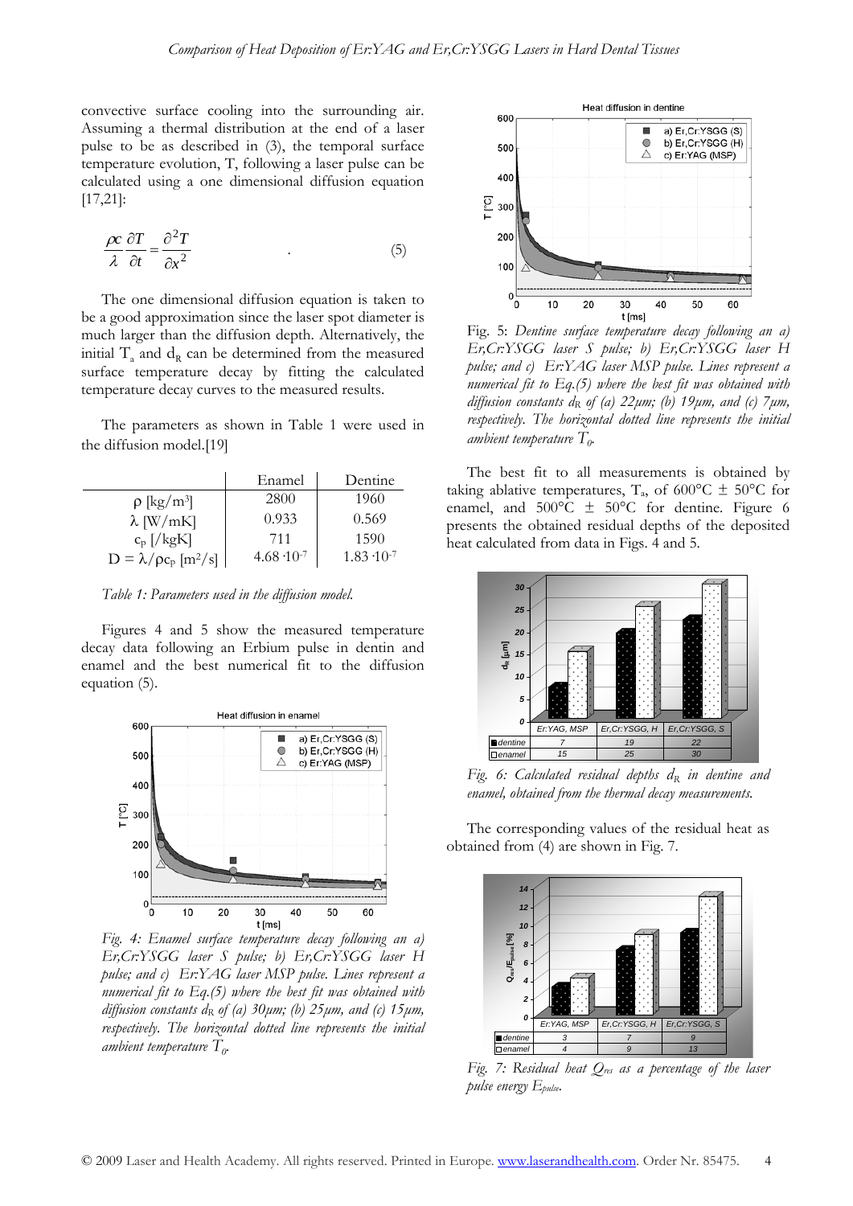convective surface cooling into the surrounding air. Assuming a thermal distribution at the end of a laser pulse to be as described in (3), the temporal surface temperature evolution, T, following a laser pulse can be calculated using a one dimensional diffusion equation [17,21]:

$$\frac{\rho c}{\lambda}\frac{\partial T}{\partial t} = \frac{\partial^2 T}{\partial x^2} \qquad (5)$$

The one dimensional diffusion equation is taken to be a good approximation since the laser spot diameter is much larger than the diffusion depth. Alternatively, the initial $T_a$ and $d_R$ can be determined from the measured surface temperature decay by fitting the calculated temperature decay curves to the measured results.

The parameters as shown in Table 1 were used in the diffusion model.[19]

| | Enamel | Dentine |
|---|---|---|
| $\rho$ [kg/m³] | 2800 | 1960 |
| $\lambda$ [W/mK] | 0.933 | 0.569 |
| $c_p$ [/kgK] | 711 | 1590 |
| $D = \lambda/\rho c_p$ [m²/s] | $4.68 \cdot 10^{-7}$ | $1.83 \cdot 10^{-7}$ |

*Table 1: Parameters used in the diffusion model.*

Figures 4 and 5 show the measured temperature decay data following an Erbium pulse in dentin and enamel and the best numerical fit to the diffusion equation (5).

*Fig. 4: Enamel surface temperature decay following an a) Er,Cr:YSGG laser S pulse; b) Er,Cr:YSGG laser H pulse; and c) Er:YAG laser MSP pulse. Lines represent a numerical fit to Eq.(5) where the best fit was obtained with diffusion constants $d_R$ of (a) 30μm; (b) 25μm, and (c) 15μm, respectively. The horizontal dotted line represents the initial ambient temperature $T_0$.*

*Fig. 5: Dentine surface temperature decay following an a) Er,Cr:YSGG laser S pulse; b) Er,Cr:YSGG laser H pulse; and c) Er:YAG laser MSP pulse. Lines represent a numerical fit to Eq.(5) where the best fit was obtained with diffusion constants $d_R$ of (a) 22μm; (b) 19μm, and (c) 7μm, respectively. The horizontal dotted line represents the initial ambient temperature $T_0$.*

The best fit to all measurements is obtained by taking ablative temperatures, $T_a$, of 600°C ± 50°C for enamel, and 500°C ± 50°C for dentine. Figure 6 presents the obtained residual depths of the deposited heat calculated from data in Figs. 4 and 5.

| | Er:YAG, MSP | Er,Cr:YSGG, H | Er,Cr:YSGG, S |
|---|---|---|---|
| dentine | 7 | 19 | 22 |
| enamel | 15 | 25 | 30 |

*Fig. 6: Calculated residual depths $d_R$ in dentine and enamel, obtained from the thermal decay measurements.*

The corresponding values of the residual heat as obtained from (4) are shown in Fig. 7.

| | Er:YAG, MSP | Er,Cr:YSGG, H | Er,Cr:YSGG, S |
|---|---|---|---|
| dentine | 3 | 7 | 9 |
| enamel | 4 | 9 | 13 |

*Fig. 7: Residual heat $Q_{res}$ as a percentage of the laser pulse energy $E_{pulse}$.*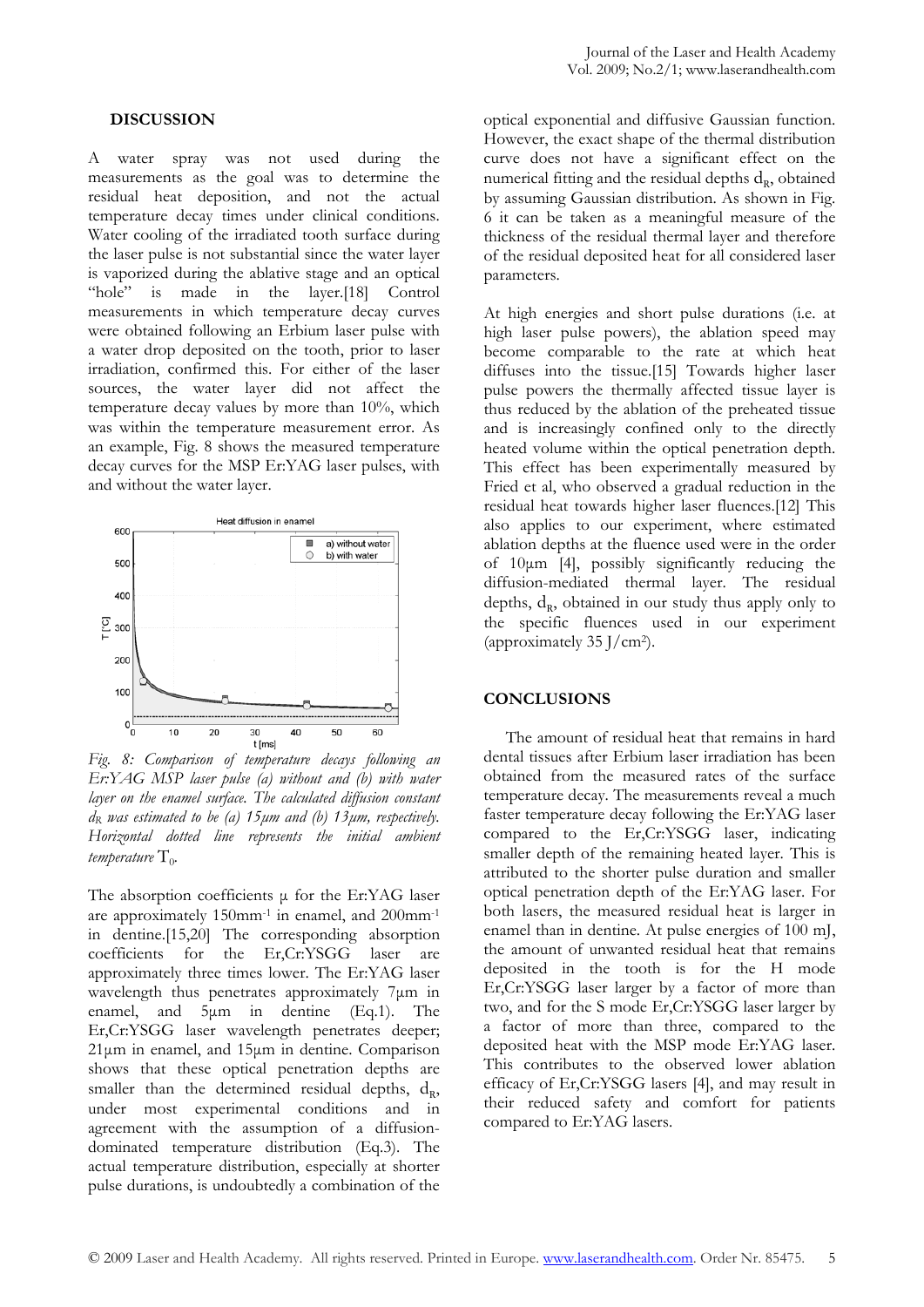## DISCUSSION

A water spray was not used during the measurements as the goal was to determine the residual heat deposition, and not the actual temperature decay times under clinical conditions. Water cooling of the irradiated tooth surface during the laser pulse is not substantial since the water layer is vaporized during the ablative stage and an optical "hole" is made in the layer.[18] Control measurements in which temperature decay curves were obtained following an Erbium laser pulse with a water drop deposited on the tooth, prior to laser irradiation, confirmed this. For either of the laser sources, the water layer did not affect the temperature decay values by more than 10%, which was within the temperature measurement error. As an example, Fig. 8 shows the measured temperature decay curves for the MSP Er:YAG laser pulses, with and without the water layer.

*Fig. 8: Comparison of temperature decays following an Er:YAG MSP laser pulse (a) without and (b) with water layer on the enamel surface. The calculated diffusion constant $d_R$ was estimated to be (a) 15μm and (b) 13μm, respectively. Horizontal dotted line represents the initial ambient temperature $T_0$.*

The absorption coefficients μ for the Er:YAG laser are approximately 150mm$^{-1}$ in enamel, and 200mm$^{-1}$ in dentine.[15,20] The corresponding absorption coefficients for the Er,Cr:YSGG laser are approximately three times lower. The Er:YAG laser wavelength thus penetrates approximately 7μm in enamel, and 5μm in dentine (Eq.1). The Er,Cr:YSGG laser wavelength penetrates deeper; 21μm in enamel, and 15μm in dentine. Comparison shows that these optical penetration depths are smaller than the determined residual depths, $d_R$, under most experimental conditions and in agreement with the assumption of a diffusion-dominated temperature distribution (Eq.3). The actual temperature distribution, especially at shorter pulse durations, is undoubtedly a combination of the optical exponential and diffusive Gaussian function. However, the exact shape of the thermal distribution curve does not have a significant effect on the numerical fitting and the residual depths $d_R$, obtained by assuming Gaussian distribution. As shown in Fig. 6 it can be taken as a meaningful measure of the thickness of the residual thermal layer and therefore of the residual deposited heat for all considered laser parameters.

At high energies and short pulse durations (i.e. at high laser pulse powers), the ablation speed may become comparable to the rate at which heat diffuses into the tissue.[15] Towards higher laser pulse powers the thermally affected tissue layer is thus reduced by the ablation of the preheated tissue and is increasingly confined only to the directly heated volume within the optical penetration depth. This effect has been experimentally measured by Fried et al, who observed a gradual reduction in the residual heat towards higher laser fluences.[12] This also applies to our experiment, where estimated ablation depths at the fluence used were in the order of 10μm [4], possibly significantly reducing the diffusion-mediated thermal layer. The residual depths, $d_R$, obtained in our study thus apply only to the specific fluences used in our experiment (approximately 35 J/cm$^2$).

## CONCLUSIONS

The amount of residual heat that remains in hard dental tissues after Erbium laser irradiation has been obtained from the measured rates of the surface temperature decay. The measurements reveal a much faster temperature decay following the Er:YAG laser compared to the Er,Cr:YSGG laser, indicating smaller depth of the remaining heated layer. This is attributed to the shorter pulse duration and smaller optical penetration depth of the Er:YAG laser. For both lasers, the measured residual heat is larger in enamel than in dentine. At pulse energies of 100 mJ, the amount of unwanted residual heat that remains deposited in the tooth is for the H mode Er,Cr:YSGG laser larger by a factor of more than two, and for the S mode Er,Cr:YSGG laser larger by a factor of more than three, compared to the deposited heat with the MSP mode Er:YAG laser. This contributes to the observed lower ablation efficacy of Er,Cr:YSGG lasers [4], and may result in their reduced safety and comfort for patients compared to Er:YAG lasers.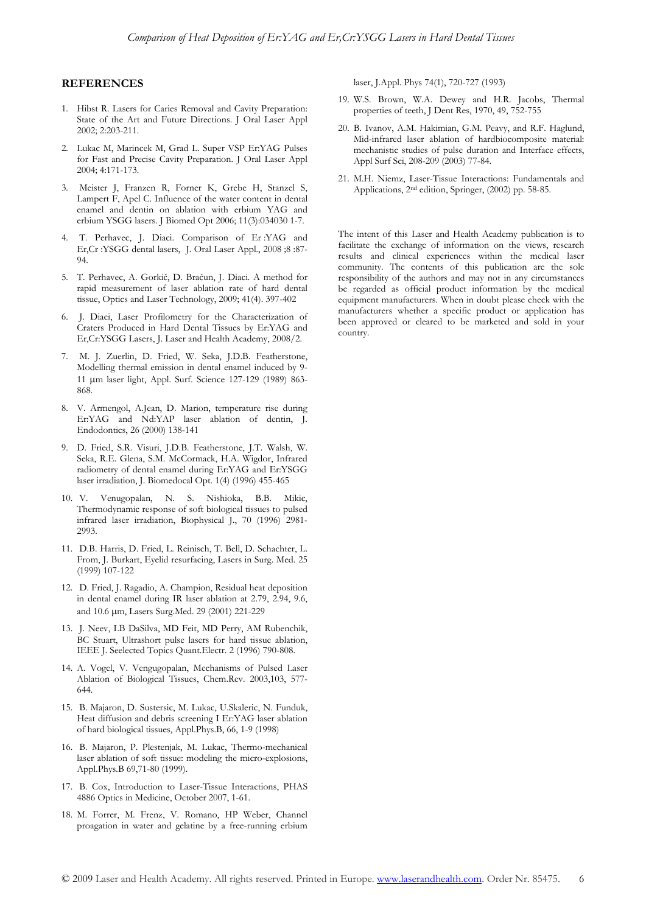## REFERENCES

1. Hibst R. Lasers for Caries Removal and Cavity Preparation: State of the Art and Future Directions. J Oral Laser Appl 2002; 2:203-211.

2. Lukac M, Marincek M, Grad L. Super VSP Er:YAG Pulses for Fast and Precise Cavity Preparation. J Oral Laser Appl 2004; 4:171-173.

3. Meister J, Franzen R, Forner K, Grebe H, Stanzel S, Lampert F, Apel C. Influence of the water content in dental enamel and dentin on ablation with erbium YAG and erbium YSGG lasers. J Biomed Opt 2006; 11(3):034030 1-7.

4. T. Perhavec, J. Diaci. Comparison of Er :YAG and Er,Cr :YSGG dental lasers, J. Oral Laser Appl., 2008 ;8 :87-94.

5. T. Perhavec, A. Gorkič, D. Bračun, J. Diaci. A method for rapid measurement of laser ablation rate of hard dental tissue, Optics and Laser Technology, 2009; 41(4). 397-402

6. J. Diaci, Laser Profilometry for the Characterization of Craters Produced in Hard Dental Tissues by Er:YAG and Er,Cr:YSGG Lasers, J. Laser and Health Academy, 2008/2.

7. M. J. Zuerlin, D. Fried, W. Seka, J.D.B. Featherstone, Modelling thermal emission in dental enamel induced by 9-11 μm laser light, Appl. Surf. Science 127-129 (1989) 863-868.

8. V. Armengol, A.Jean, D. Marion, temperature rise during Er:YAG and Nd:YAP laser ablation of dentin, J. Endodontics, 26 (2000) 138-141

9. D. Fried, S.R. Visuri, J.D.B. Featherstone, J.T. Walsh, W. Seka, R.E. Glena, S.M. McCormack, H.A. Wigdor, Infrared radiometry of dental enamel during Er:YAG and Er:YSGG laser irradiation, J. Biomedocal Opt. 1(4) (1996) 455-465

10. V. Venugopalan, N. S. Nishioka, B.B. Mikic, Thermodynamic response of soft biological tissues to pulsed infrared laser irradiation, Biophysical J., 70 (1996) 2981-2993.

11. D.B. Harris, D. Fried, L. Reinisch, T. Bell, D. Schachter, L. From, J. Burkart, Eyelid resurfacing, Lasers in Surg. Med. 25 (1999) 107-122

12. D. Fried, J. Ragadio, A. Champion, Residual heat deposition in dental enamel during IR laser ablation at 2.79, 2.94, 9.6, and 10.6 μm, Lasers Surg.Med. 29 (2001) 221-229

13. J. Neev, LB DaSilva, MD Feit, MD Perry, AM Rubenchik, BC Stuart, Ultrashort pulse lasers for hard tissue ablation, IEEE J. Seelected Topics Quant.Electr. 2 (1996) 790-808.

14. A. Vogel, V. Vengugopalan, Mechanisms of Pulsed Laser Ablation of Biological Tissues, Chem.Rev. 2003,103, 577-644.

15. B. Majaron, D. Sustersic, M. Lukac, U.Skaleric, N. Funduk, Heat diffusion and debris screening I Er:YAG laser ablation of hard biological tissues, Appl.Phys.B, 66, 1-9 (1998)

16. B. Majaron, P. Plestenjak, M. Lukac, Thermo-mechanical laser ablation of soft tissue: modeling the micro-explosions, Appl.Phys.B 69,71-80 (1999).

17. B. Cox, Introduction to Laser-Tissue Interactions, PHAS 4886 Optics in Medicine, October 2007, 1-61.

18. M. Forrer, M. Frenz, V. Romano, HP Weber, Channel proagation in water and gelatine by a free-running erbium laser, J.Appl. Phys 74(1), 720-727 (1993)

19. W.S. Brown, W.A. Dewey and H.R. Jacobs, Thermal properties of teeth, J Dent Res, 1970, 49, 752-755

20. B. Ivanov, A.M. Hakimian, G.M. Peavy, and R.F. Haglund, Mid-infrared laser ablation of hardbiocomposite material: mechanistic studies of pulse duration and Interface effects, Appl Surf Sci, 208-209 (2003) 77-84.

21. M.H. Niemz, Laser-Tissue Interactions: Fundamentals and Applications, 2nd edition, Springer, (2002) pp. 58-85.

The intent of this Laser and Health Academy publication is to facilitate the exchange of information on the views, research results and clinical experiences within the medical laser community. The contents of this publication are the sole responsibility of the authors and may not in any circumstances be regarded as official product information by the medical equipment manufacturers. When in doubt please check with the manufacturers whether a specific product or application has been approved or cleared to be marketed and sold in your country.